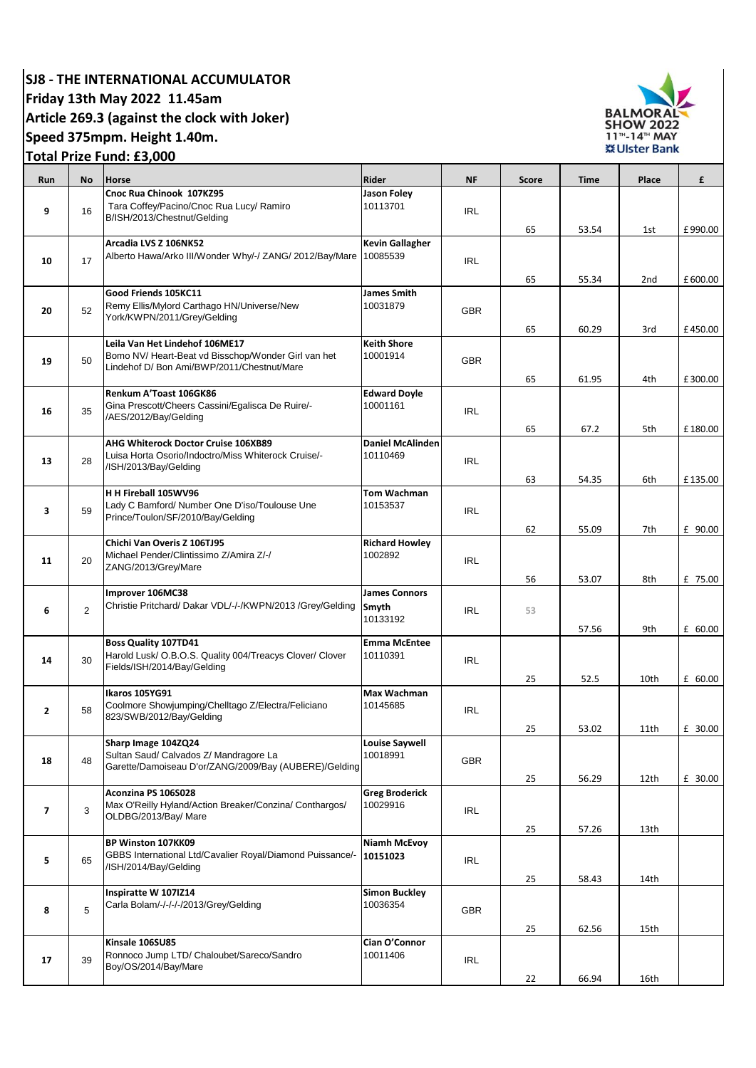# SJ8 - THE INTERNATIONAL ACCUMULATOR

**Friday 13th May 2022 11.45am**

**Article 269.3 (against the clock with Joker)**

**Speed 375mpm. Height 1.40m.**

**Total Prize Fund: £3,000**

| Run | No | Horse | Rider | NF | Score | Time | Place | £ |
|---|---|---|---|---|---|---|---|---|
| 9 | 16 | **Cnoc Rua Chinook 107KZ95** Tara Coffey/Pacino/Cnoc Rua Lucy/ Ramiro B/ISH/2013/Chestnut/Gelding | **Jason Foley** 10113701 | IRL | 65 | 53.54 | 1st | £990.00 |
| 10 | 17 | **Arcadia LVS Z 106NK52** Alberto Hawa/Arko III/Wonder Why/-/ ZANG/ 2012/Bay/Mare | **Kevin Gallagher** 10085539 | IRL | 65 | 55.34 | 2nd | £600.00 |
| 20 | 52 | **Good Friends 105KC11** Remy Ellis/Mylord Carthago HN/Universe/New York/KWPN/2011/Grey/Gelding | **James Smith** 10031879 | GBR | 65 | 60.29 | 3rd | £450.00 |
| 19 | 50 | **Leila Van Het Lindehof 106ME17** Bomo NV/ Heart-Beat vd Bisschop/Wonder Girl van het Lindehof D/ Bon Ami/BWP/2011/Chestnut/Mare | **Keith Shore** 10001914 | GBR | 65 | 61.95 | 4th | £300.00 |
| 16 | 35 | **Renkum A'Toast 106GK86** Gina Prescott/Cheers Cassini/Egalisca De Ruire/-/AES/2012/Bay/Gelding | **Edward Doyle** 10001161 | IRL | 65 | 67.2 | 5th | £180.00 |
| 13 | 28 | **AHG Whiterock Doctor Cruise 106XB89** Luisa Horta Osorio/Indoctro/Miss Whiterock Cruise/-/ISH/2013/Bay/Gelding | **Daniel McAlinden** 10110469 | IRL | 63 | 54.35 | 6th | £135.00 |
| 3 | 59 | **H H Fireball 105WV96** Lady C Bamford/ Number One D'iso/Toulouse Une Prince/Toulon/SF/2010/Bay/Gelding | **Tom Wachman** 10153537 | IRL | 62 | 55.09 | 7th | £ 90.00 |
| 11 | 20 | **Chichi Van Overis Z 106TJ95** Michael Pender/Clintissimo Z/Amira Z/-/ ZANG/2013/Grey/Mare | **Richard Howley** 1002892 | IRL | 56 | 53.07 | 8th | £ 75.00 |
| 6 | 2 | **Improver 106MC38** Christie Pritchard/ Dakar VDL/-/-/KWPN/2013 /Grey/Gelding | **James Connors Smyth** 10133192 | IRL | 53 | 57.56 | 9th | £ 60.00 |
| 14 | 30 | **Boss Quality 107TD41** Harold Lusk/ O.B.O.S. Quality 004/Treacys Clover/ Clover Fields/ISH/2014/Bay/Gelding | **Emma McEntee** 10110391 | IRL | 25 | 52.5 | 10th | £ 60.00 |
| 2 | 58 | **Ikaros 105YG91** Coolmore Showjumping/Chelltago Z/Electra/Feliciano 823/SWB/2012/Bay/Gelding | **Max Wachman** 10145685 | IRL | 25 | 53.02 | 11th | £ 30.00 |
| 18 | 48 | **Sharp Image 104ZQ24** Sultan Saud/ Calvados Z/ Mandragore La Garette/Damoiseau D'or/ZANG/2009/Bay (AUBERE)/Gelding | **Louise Saywell** 10018991 | GBR | 25 | 56.29 | 12th | £ 30.00 |
| 7 | 3 | **Aconzina PS 106SO28** Max O'Reilly Hyland/Action Breaker/Conzina/ Conthargos/ OLDBG/2013/Bay/ Mare | **Greg Broderick** 10029916 | IRL | 25 | 57.26 | 13th | |
| 5 | 65 | **BP Winston 107KK09** GBBS International Ltd/Cavalier Royal/Diamond Puissance/-/ISH/2014/Bay/Gelding | **Niamh McEvoy** **10151023** | IRL | 25 | 58.43 | 14th | |
| 8 | 5 | **Inspiratte W 107IZ14** Carla Bolam/-/-/-/-/2013/Grey/Gelding | **Simon Buckley** 10036354 | GBR | 25 | 62.56 | 15th | |
| 17 | 39 | **Kinsale 106SU85** Ronnoco Jump LTD/ Chaloubet/Sareco/Sandro Boy/OS/2014/Bay/Mare | **Cian O'Connor** 10011406 | IRL | 22 | 66.94 | 16th | |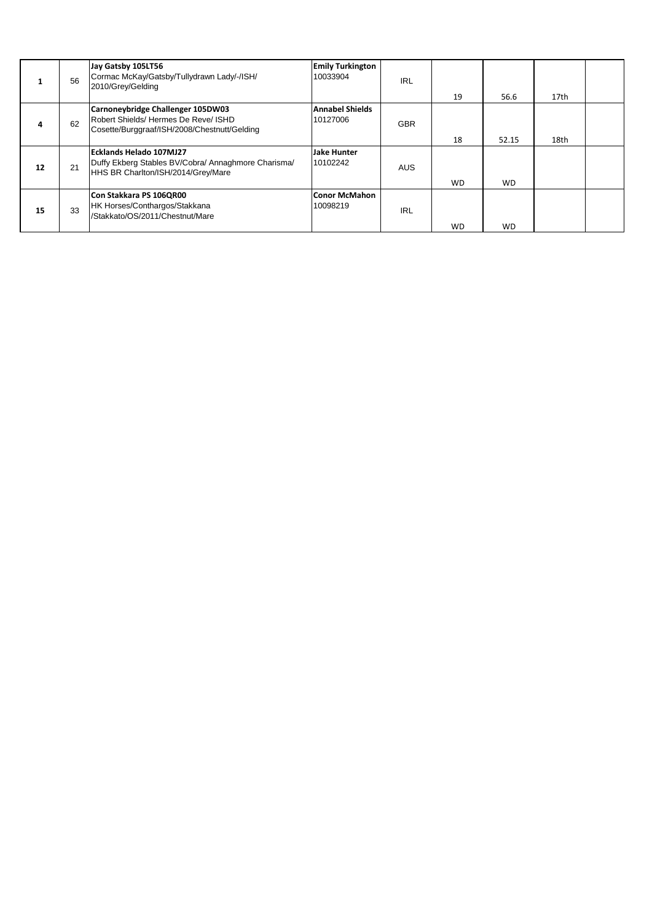| | | | | | | | | |
|---|---|---|---|---|---|---|---|---|
| **1** | 56 | **Jay Gatsby 105LT56**<br>Cormac McKay/Gatsby/Tullydrawn Lady/-/ISH/<br>2010/Grey/Gelding | **Emily Turkington**<br>10033904 | IRL | 19 | 56.6 | 17th | |
| **4** | 62 | **Carnoneybridge Challenger 105DW03**<br>Robert Shields/ Hermes De Reve/ ISHD<br>Cosette/Burggraaf/ISH/2008/Chestnutt/Gelding | **Annabel Shields**<br>10127006 | GBR | 18 | 52.15 | 18th | |
| **12** | 21 | **Ecklands Helado 107MJ27**<br>Duffy Ekberg Stables BV/Cobra/ Annaghmore Charisma/<br>HHS BR Charlton/ISH/2014/Grey/Mare | **Jake Hunter**<br>10102242 | AUS | WD | WD | | |
| **15** | 33 | **Con Stakkara PS 106QR00**<br>HK Horses/Conthargos/Stakkana<br>/Stakkato/OS/2011/Chestnut/Mare | **Conor McMahon**<br>10098219 | IRL | WD | WD | | |